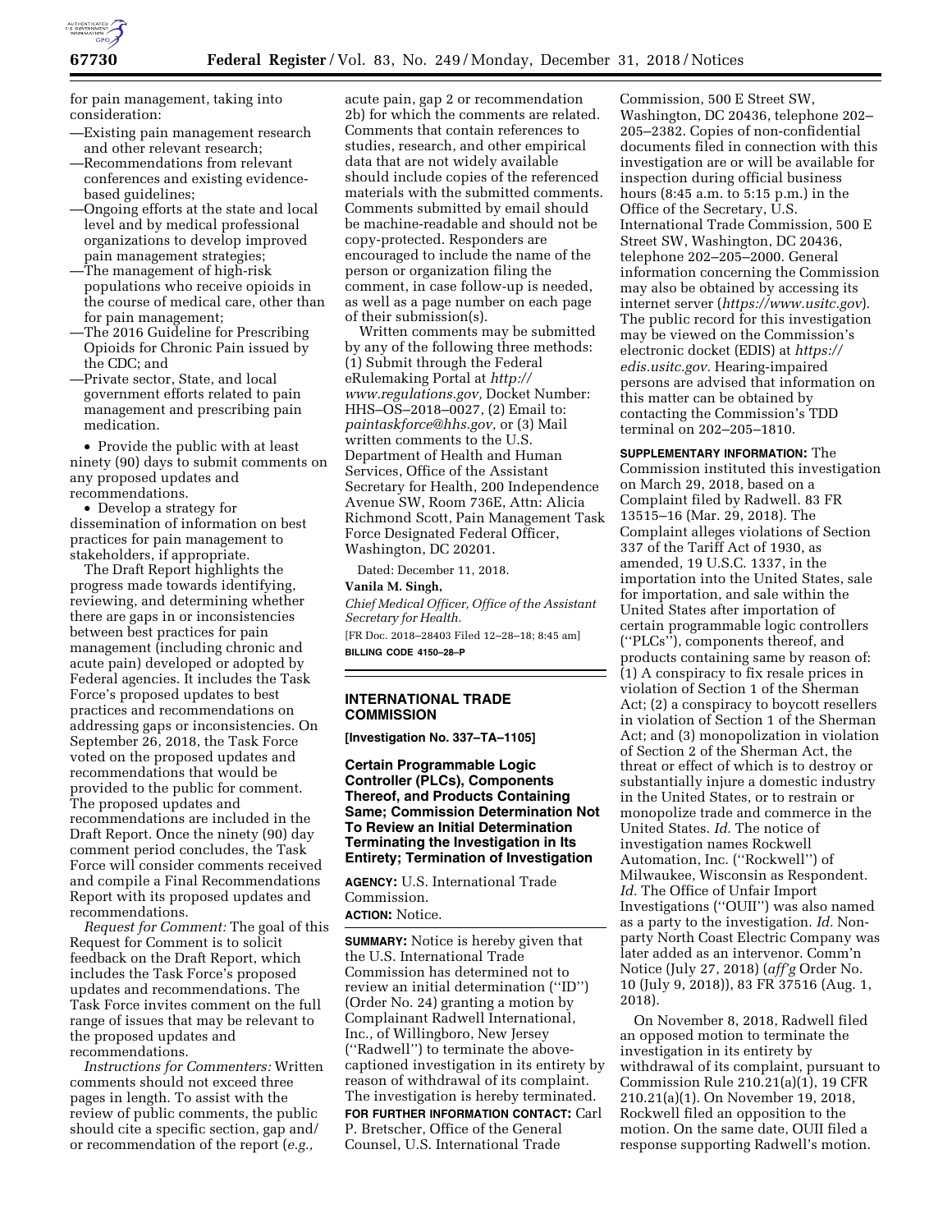for pain management, taking into consideration:

- —Existing pain management research and other relevant research;
- —Recommendations from relevant conferences and existing evidence-based guidelines;
- —Ongoing efforts at the state and local level and by medical professional organizations to develop improved pain management strategies;
- —The management of high-risk populations who receive opioids in the course of medical care, other than for pain management;
- —The 2016 Guideline for Prescribing Opioids for Chronic Pain issued by the CDC; and
- —Private sector, State, and local government efforts related to pain management and prescribing pain medication.

- Provide the public with at least ninety (90) days to submit comments on any proposed updates and recommendations.
- Develop a strategy for dissemination of information on best practices for pain management to stakeholders, if appropriate.

The Draft Report highlights the progress made towards identifying, reviewing, and determining whether there are gaps in or inconsistencies between best practices for pain management (including chronic and acute pain) developed or adopted by Federal agencies. It includes the Task Force's proposed updates to best practices and recommendations on addressing gaps or inconsistencies. On September 26, 2018, the Task Force voted on the proposed updates and recommendations that would be provided to the public for comment. The proposed updates and recommendations are included in the Draft Report. Once the ninety (90) day comment period concludes, the Task Force will consider comments received and compile a Final Recommendations Report with its proposed updates and recommendations.

*Request for Comment:* The goal of this Request for Comment is to solicit feedback on the Draft Report, which includes the Task Force's proposed updates and recommendations. The Task Force invites comment on the full range of issues that may be relevant to the proposed updates and recommendations.

*Instructions for Commenters:* Written comments should not exceed three pages in length. To assist with the review of public comments, the public should cite a specific section, gap and/or recommendation of the report (*e.g.,* acute pain, gap 2 or recommendation 2b) for which the comments are related. Comments that contain references to studies, research, and other empirical data that are not widely available should include copies of the referenced materials with the submitted comments. Comments submitted by email should be machine-readable and should not be copy-protected. Responders are encouraged to include the name of the person or organization filing the comment, in case follow-up is needed, as well as a page number on each page of their submission(s).

Written comments may be submitted by any of the following three methods: (1) Submit through the Federal eRulemaking Portal at *http://www.regulations.gov,* Docket Number: HHS–OS–2018–0027, (2) Email to: *paintaskforce@hhs.gov,* or (3) Mail written comments to the U.S. Department of Health and Human Services, Office of the Assistant Secretary for Health, 200 Independence Avenue SW, Room 736E, Attn: Alicia Richmond Scott, Pain Management Task Force Designated Federal Officer, Washington, DC 20201.

Dated: December 11, 2018.

**Vanila M. Singh,**

*Chief Medical Officer, Office of the Assistant Secretary for Health.*

[FR Doc. 2018–28403 Filed 12–28–18; 8:45 am]

**BILLING CODE 4150–28–P**

## INTERNATIONAL TRADE COMMISSION

**[Investigation No. 337–TA–1105]**

### Certain Programmable Logic Controller (PLCs), Components Thereof, and Products Containing Same; Commission Determination Not To Review an Initial Determination Terminating the Investigation in Its Entirety; Termination of Investigation

**AGENCY:** U.S. International Trade Commission.

**ACTION:** Notice.

**SUMMARY:** Notice is hereby given that the U.S. International Trade Commission has determined not to review an initial determination ("ID") (Order No. 24) granting a motion by Complainant Radwell International, Inc., of Willingboro, New Jersey ("Radwell") to terminate the above-captioned investigation in its entirety by reason of withdrawal of its complaint. The investigation is hereby terminated.

**FOR FURTHER INFORMATION CONTACT:** Carl P. Bretscher, Office of the General Counsel, U.S. International Trade Commission, 500 E Street SW, Washington, DC 20436, telephone 202–205–2382. Copies of non-confidential documents filed in connection with this investigation are or will be available for inspection during official business hours (8:45 a.m. to 5:15 p.m.) in the Office of the Secretary, U.S. International Trade Commission, 500 E Street SW, Washington, DC 20436, telephone 202–205–2000. General information concerning the Commission may also be obtained by accessing its internet server (*https://www.usitc.gov*). The public record for this investigation may be viewed on the Commission's electronic docket (EDIS) at *https://edis.usitc.gov.* Hearing-impaired persons are advised that information on this matter can be obtained by contacting the Commission's TDD terminal on 202–205–1810.

**SUPPLEMENTARY INFORMATION:** The Commission instituted this investigation on March 29, 2018, based on a Complaint filed by Radwell. 83 FR 13515–16 (Mar. 29, 2018). The Complaint alleges violations of Section 337 of the Tariff Act of 1930, as amended, 19 U.S.C. 1337, in the importation into the United States, sale for importation, and sale within the United States after importation of certain programmable logic controllers ("PLCs"), components thereof, and products containing same by reason of: (1) A conspiracy to fix resale prices in violation of Section 1 of the Sherman Act; (2) a conspiracy to boycott resellers in violation of Section 1 of the Sherman Act; and (3) monopolization in violation of Section 2 of the Sherman Act, the threat or effect of which is to destroy or substantially injure a domestic industry in the United States, or to restrain or monopolize trade and commerce in the United States. *Id.* The notice of investigation names Rockwell Automation, Inc. ("Rockwell") of Milwaukee, Wisconsin as Respondent. *Id.* The Office of Unfair Import Investigations ("OUII") was also named as a party to the investigation. *Id.* Non-party North Coast Electric Company was later added as an intervenor. Comm'n Notice (July 27, 2018) (*aff'g* Order No. 10 (July 9, 2018)), 83 FR 37516 (Aug. 1, 2018).

On November 8, 2018, Radwell filed an opposed motion to terminate the investigation in its entirety by withdrawal of its complaint, pursuant to Commission Rule 210.21(a)(1), 19 CFR 210.21(a)(1). On November 19, 2018, Rockwell filed an opposition to the motion. On the same date, OUII filed a response supporting Radwell's motion.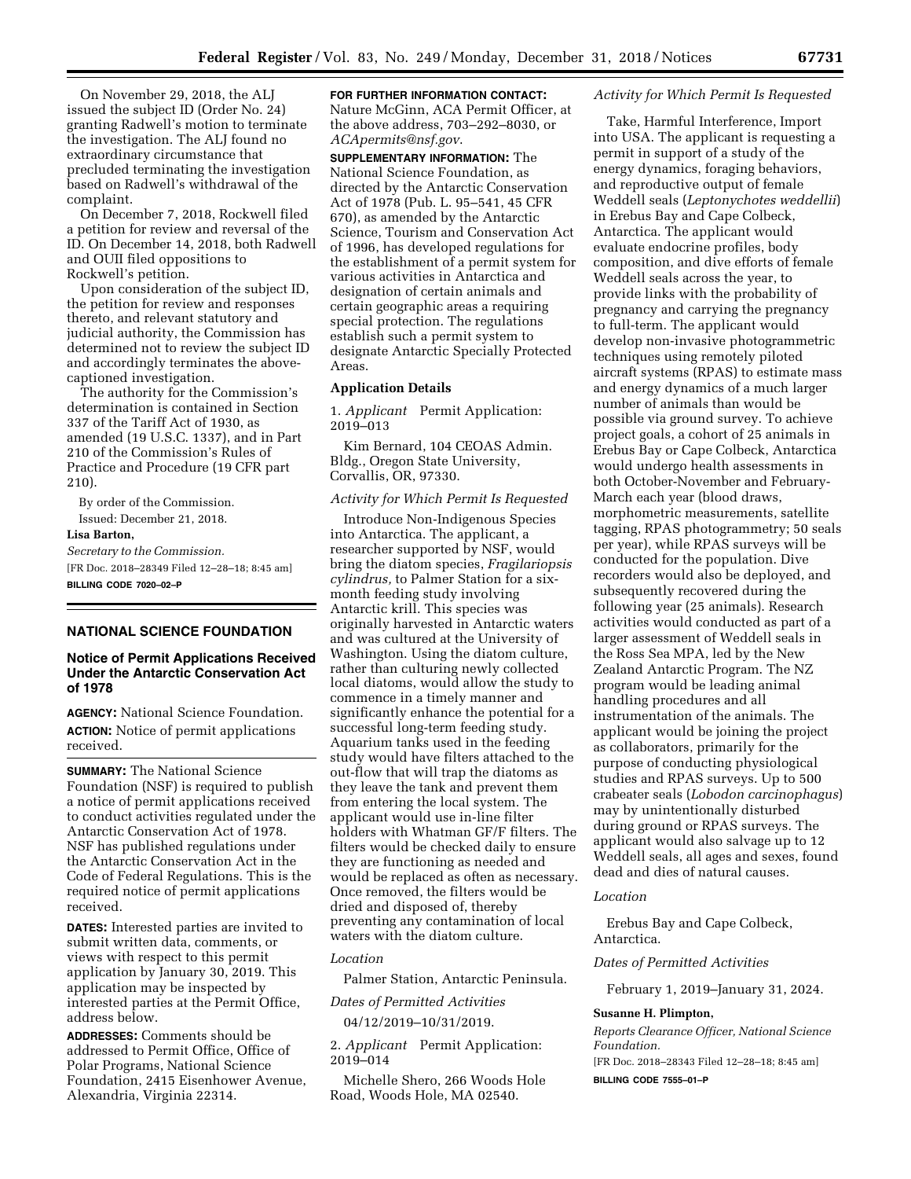On November 29, 2018, the ALJ issued the subject ID (Order No. 24) granting Radwell's motion to terminate the investigation. The ALJ found no extraordinary circumstance that precluded terminating the investigation based on Radwell's withdrawal of the complaint.

On December 7, 2018, Rockwell filed a petition for review and reversal of the ID. On December 14, 2018, both Radwell and OUII filed oppositions to Rockwell's petition.

Upon consideration of the subject ID, the petition for review and responses thereto, and relevant statutory and judicial authority, the Commission has determined not to review the subject ID and accordingly terminates the above-captioned investigation.

The authority for the Commission's determination is contained in Section 337 of the Tariff Act of 1930, as amended (19 U.S.C. 1337), and in Part 210 of the Commission's Rules of Practice and Procedure (19 CFR part 210).

By order of the Commission.

Issued: December 21, 2018.

**Lisa Barton,**

*Secretary to the Commission.*

[FR Doc. 2018–28349 Filed 12–28–18; 8:45 am]

**BILLING CODE 7020–02–P**

## NATIONAL SCIENCE FOUNDATION

### Notice of Permit Applications Received Under the Antarctic Conservation Act of 1978

**AGENCY:** National Science Foundation.

**ACTION:** Notice of permit applications received.

**SUMMARY:** The National Science Foundation (NSF) is required to publish a notice of permit applications received to conduct activities regulated under the Antarctic Conservation Act of 1978. NSF has published regulations under the Antarctic Conservation Act in the Code of Federal Regulations. This is the required notice of permit applications received.

**DATES:** Interested parties are invited to submit written data, comments, or views with respect to this permit application by January 30, 2019. This application may be inspected by interested parties at the Permit Office, address below.

**ADDRESSES:** Comments should be addressed to Permit Office, Office of Polar Programs, National Science Foundation, 2415 Eisenhower Avenue, Alexandria, Virginia 22314.

**FOR FURTHER INFORMATION CONTACT:** Nature McGinn, ACA Permit Officer, at the above address, 703–292–8030, or *ACApermits@nsf.gov*.

**SUPPLEMENTARY INFORMATION:** The National Science Foundation, as directed by the Antarctic Conservation Act of 1978 (Pub. L. 95–541, 45 CFR 670), as amended by the Antarctic Science, Tourism and Conservation Act of 1996, has developed regulations for the establishment of a permit system for various activities in Antarctica and designation of certain animals and certain geographic areas a requiring special protection. The regulations establish such a permit system to designate Antarctic Specially Protected Areas.

### Application Details

1. *Applicant* Permit Application: 2019–013

Kim Bernard, 104 CEOAS Admin. Bldg., Oregon State University, Corvallis, OR, 97330.

*Activity for Which Permit Is Requested*

Introduce Non-Indigenous Species into Antarctica. The applicant, a researcher supported by NSF, would bring the diatom species, *Fragilariopsis cylindrus,* to Palmer Station for a six-month feeding study involving Antarctic krill. This species was originally harvested in Antarctic waters and was cultured at the University of Washington. Using the diatom culture, rather than culturing newly collected local diatoms, would allow the study to commence in a timely manner and significantly enhance the potential for a successful long-term feeding study. Aquarium tanks used in the feeding study would have filters attached to the out-flow that will trap the diatoms as they leave the tank and prevent them from entering the local system. The applicant would use in-line filter holders with Whatman GF/F filters. The filters would be checked daily to ensure they are functioning as needed and would be replaced as often as necessary. Once removed, the filters would be dried and disposed of, thereby preventing any contamination of local waters with the diatom culture.

*Location*

Palmer Station, Antarctic Peninsula.

*Dates of Permitted Activities*

04/12/2019–10/31/2019.

2. *Applicant* Permit Application: 2019–014

Michelle Shero, 266 Woods Hole Road, Woods Hole, MA 02540.

*Activity for Which Permit Is Requested*

Take, Harmful Interference, Import into USA. The applicant is requesting a permit in support of a study of the energy dynamics, foraging behaviors, and reproductive output of female Weddell seals (*Leptonychotes weddellii*) in Erebus Bay and Cape Colbeck, Antarctica. The applicant would evaluate endocrine profiles, body composition, and dive efforts of female Weddell seals across the year, to provide links with the probability of pregnancy and carrying the pregnancy to full-term. The applicant would develop non-invasive photogrammetric techniques using remotely piloted aircraft systems (RPAS) to estimate mass and energy dynamics of a much larger number of animals than would be possible via ground survey. To achieve project goals, a cohort of 25 animals in Erebus Bay or Cape Colbeck, Antarctica would undergo health assessments in both October-November and February-March each year (blood draws, morphometric measurements, satellite tagging, RPAS photogrammetry; 50 seals per year), while RPAS surveys will be conducted for the population. Dive recorders would also be deployed, and subsequently recovered during the following year (25 animals). Research activities would conducted as part of a larger assessment of Weddell seals in the Ross Sea MPA, led by the New Zealand Antarctic Program. The NZ program would be leading animal handling procedures and all instrumentation of the animals. The applicant would be joining the project as collaborators, primarily for the purpose of conducting physiological studies and RPAS surveys. Up to 500 crabeater seals (*Lobodon carcinophagus*) may by unintentionally disturbed during ground or RPAS surveys. The applicant would also salvage up to 12 Weddell seals, all ages and sexes, found dead and dies of natural causes.

*Location*

Erebus Bay and Cape Colbeck, Antarctica.

*Dates of Permitted Activities*

February 1, 2019–January 31, 2024.

**Susanne H. Plimpton,**

*Reports Clearance Officer, National Science Foundation.*

[FR Doc. 2018–28343 Filed 12–28–18; 8:45 am]

**BILLING CODE 7555–01–P**